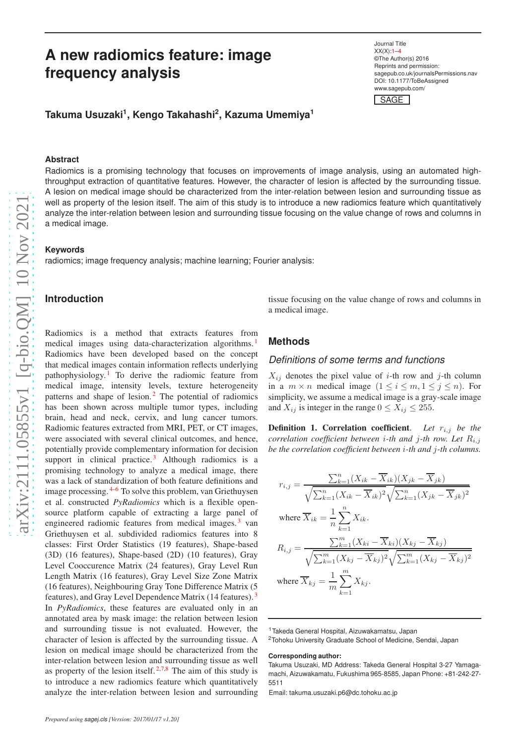# A new radiomics feature: image frequency analysis

**Takuma Usuzaki[1], Kengo Takahashi[2], Kazuma Umemiya[1]**

### Abstract

Radiomics is a promising technology that focuses on improvements of image analysis, using an automated high-throughput extraction of quantitative features. However, the character of lesion is affected by the surrounding tissue. A lesion on medical image should be characterized from the inter-relation between lesion and surrounding tissue as well as property of the lesion itself. The aim of this study is to introduce a new radiomics feature which quantitatively analyze the inter-relation between lesion and surrounding tissue focusing on the value change of rows and columns in a medical image.

### Keywords

radiomics; image frequency analysis; machine learning; Fourier analysis:

## Introduction

Radiomics is a method that extracts features from medical images using data-characterization algorithms.[1] Radiomics have been developed based on the concept that medical images contain information reflects underlying pathophysiology.[1] To derive the radiomic feature from medical image, intensity levels, texture heterogeneity patterns and shape of lesion.[2] The potential of radiomics has been shown across multiple tumor types, including brain, head and neck, cervix, and lung cancer tumors. Radiomic features extracted from MRI, PET, or CT images, were associated with several clinical outcomes, and hence, potentially provide complementary information for decision support in clinical practice.[3] Although radiomics is a promising technology to analyze a medical image, there was a lack of standardization of both feature definitions and image processing.[4–6] To solve this problem, van Griethuysen et al. constructed *PyRadiomics* which is a flexible open-source platform capable of extracting a large panel of engineered radiomic features from medical images.[3] van Griethuysen et al. subdivided radiomics features into 8 classes: First Order Statistics (19 features), Shape-based (3D) (16 features), Shape-based (2D) (10 features), Gray Level Cooccurence Matrix (24 features), Gray Level Run Length Matrix (16 features), Gray Level Size Zone Matrix (16 features), Neighbouring Gray Tone Difference Matrix (5 features), and Gray Level Dependence Matrix (14 features).[3] In *PyRadiomics*, these features are evaluated only in an annotated area by mask image: the relation between lesion and surrounding tissue is not evaluated. However, the character of lesion is affected by the surrounding tissue. A lesion on medical image should be characterized from the inter-relation between lesion and surrounding tissue as well as property of the lesion itself.[2,7,8] The aim of this study is to introduce a new radiomics feature which quantitatively analyze the inter-relation between lesion and surrounding tissue focusing on the value change of rows and columns in a medical image.

## Methods

### Definitions of some terms and functions

$X_{ij}$ denotes the pixel value of $i$-th row and $j$-th column in a $m \times n$ medical image ($1 \leq i \leq m, 1 \leq j \leq n$). For simplicity, we assume a medical image is a gray-scale image and $X_{ij}$ is integer in the range $0 \leq X_{ij} \leq 255$.

**Definition 1. Correlation coefficient**. *Let $r_{i,j}$ be the correlation coefficient between $i$-th and $j$-th row. Let $R_{i,j}$ be the correlation coefficient between $i$-th and $j$-th columns.*

$$r_{i,j} = \frac{\sum_{k=1}^{n}(X_{ik} - \overline{X}_{ik})(X_{jk} - \overline{X}_{jk})}{\sqrt{\sum_{k=1}^{n}(X_{ik} - \overline{X}_{ik})^2}\sqrt{\sum_{k=1}^{n}(X_{jk} - \overline{X}_{jk})^2}}$$

$$\text{where } \overline{X}_{ik} = \frac{1}{n}\sum_{k=1}^{n} X_{ik}.$$

$$R_{i,j} = \frac{\sum_{k=1}^{m}(X_{ki} - \overline{X}_{ki})(X_{kj} - \overline{X}_{kj})}{\sqrt{\sum_{k=1}^{m}(X_{kj} - \overline{X}_{kj})^2}\sqrt{\sum_{k=1}^{m}(X_{kj} - \overline{X}_{kj})^2}}$$

$$\text{where } \overline{X}_{kj} = \frac{1}{m}\sum_{k=1}^{m} X_{kj}.$$

[1] Takeda General Hospital, Aizuwakamatsu, Japan
[2] Tohoku University Graduate School of Medicine, Sendai, Japan

**Corresponding author:**
Takuma Usuzaki, MD Address: Takeda General Hospital 3-27 Yamaga-machi, Aizuwakamatu, Fukushima 965-8585, Japan Phone: +81-242-27-5511
Email: takuma.usuzaki.p6@dc.tohoku.ac.jp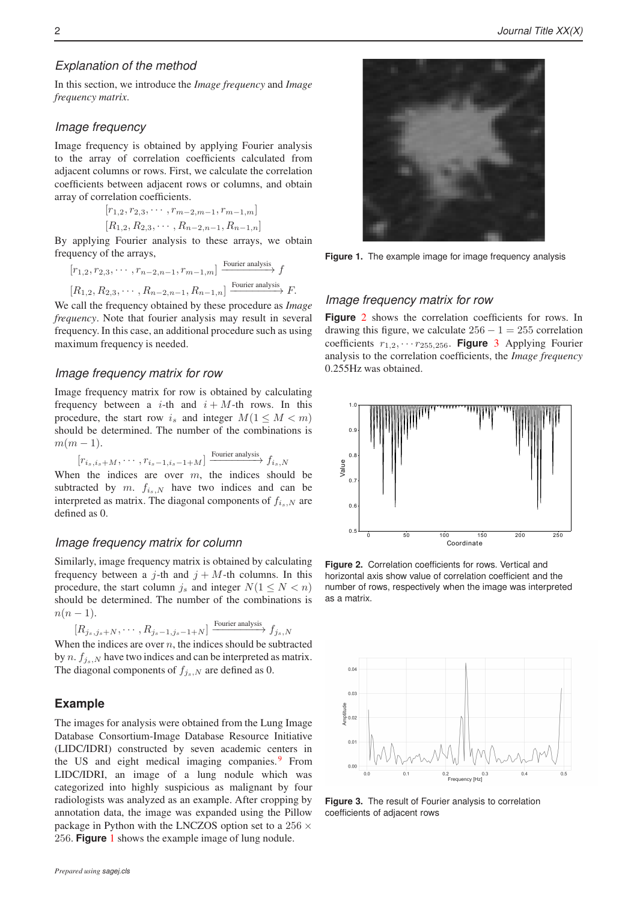## Explanation of the method

In this section, we introduce the *Image frequency* and *Image frequency matrix*.

### Image frequency

Image frequency is obtained by applying Fourier analysis to the array of correlation coefficients calculated from adjacent columns or rows. First, we calculate the correlation coefficients between adjacent rows or columns, and obtain array of correlation coefficients.

$$[r_{1,2}, r_{2,3}, \cdots, r_{m-2,m-1}, r_{m-1,m}]$$

$$[R_{1,2}, R_{2,3}, \cdots, R_{n-2,n-1}, R_{n-1,n}]$$

By applying Fourier analysis to these arrays, we obtain frequency of the arrays,

$$[r_{1,2}, r_{2,3}, \cdots, r_{n-2,n-1}, r_{m-1,m}] \xrightarrow{\text{Fourier analysis}} f$$

$$[R_{1,2}, R_{2,3}, \cdots, R_{n-2,n-1}, R_{n-1,n}] \xrightarrow{\text{Fourier analysis}} F.$$

We call the frequency obtained by these procedure as *Image frequency*. Note that fourier analysis may result in several frequency. In this case, an additional procedure such as using maximum frequency is needed.

### Image frequency matrix for row

Image frequency matrix for row is obtained by calculating frequency between a $i$-th and $i+M$-th rows. In this procedure, the start row $i_s$ and integer $M(1 \leq M < m)$ should be determined. The number of the combinations is $m(m-1)$.

$$[r_{i_s,i_s+M}, \cdots, r_{i_s-1,i_s-1+M}] \xrightarrow{\text{Fourier analysis}} f_{i_s,N}$$

When the indices are over $m$, the indices should be subtracted by $m$. $f_{i_s,N}$ have two indices and can be interpreted as matrix. The diagonal components of $f_{i_s,N}$ are defined as 0.

### Image frequency matrix for column

Similarly, image frequency matrix is obtained by calculating frequency between a $j$-th and $j+M$-th columns. In this procedure, the start column $j_s$ and integer $N(1 \leq N < n)$ should be determined. The number of the combinations is $n(n-1)$.

$$[R_{j_s,j_s+N}, \cdots, R_{j_s-1,j_s-1+N}] \xrightarrow{\text{Fourier analysis}} f_{j_s,N}$$

When the indices are over $n$, the indices should be subtracted by $n$. $f_{j_s,N}$ have two indices and can be interpreted as matrix. The diagonal components of $f_{j_s,N}$ are defined as 0.

## Example

The images for analysis were obtained from the Lung Image Database Consortium-Image Database Resource Initiative (LIDC/IDRI) constructed by seven academic centers in the US and eight medical imaging companies.[9] From LIDC/IDRI, an image of a lung nodule which was categorized into highly suspicious as malignant by four radiologists was analyzed as an example. After cropping by annotation data, the image was expanded using the Pillow package in Python with the LNCZOS option set to a $256 \times 256$. **Figure** 1 shows the example image of lung nodule.

**Figure 1.** The example image for image frequency analysis

### Image frequency matrix for row

**Figure** 2 shows the correlation coefficients for rows. In drawing this figure, we calculate $256 - 1 = 255$ correlation coefficients $r_{1,2}, \cdots r_{255,256}$. **Figure** 3 Applying Fourier analysis to the correlation coefficients, the *Image frequency* 0.255Hz was obtained.

1.0
0.9
0.8
0.7
0.6
0.5
Value
0
50
100
150
200
250
Coordinate

**Figure 2.** Correlation coefficients for rows. Vertical and horizontal axis show value of correlation coefficient and the number of rows, respectively when the image was interpreted as a matrix.

0.04
0.03
0.02
0.01
0.00
Amplitude
0.0
0.1
0.2
0.3
0.4
0.5
Frequency [Hz]

**Figure 3.** The result of Fourier analysis to correlation coefficients of adjacent rows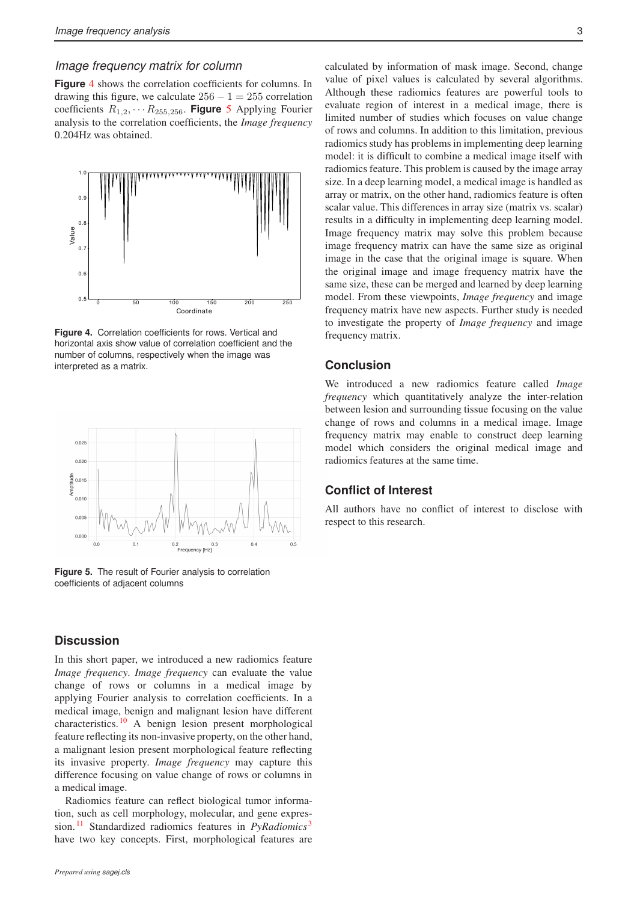### Image frequency matrix for column

**Figure** 4 shows the correlation coefficients for columns. In drawing this figure, we calculate $256 - 1 = 255$ correlation coefficients $R_{1,2}, \cdots R_{255,256}$. **Figure** 5 Applying Fourier analysis to the correlation coefficients, the *Image frequency* 0.204Hz was obtained.

1.0
0.9
0.8
0.7
0.6
0.5
Value
0
50
100
150
200
250
Coordinate

**Figure 4.** Correlation coefficients for rows. Vertical and horizontal axis show value of correlation coefficient and the number of columns, respectively when the image was interpreted as a matrix.

0.025
0.020
0.015
0.010
0.005
0.000
Amplitude
0.0
0.1
0.2
0.3
0.4
0.5
Frequency [Hz]

**Figure 5.** The result of Fourier analysis to correlation coefficients of adjacent columns

## Discussion

In this short paper, we introduced a new radiomics feature *Image frequency*. *Image frequency* can evaluate the value change of rows or columns in a medical image by applying Fourier analysis to correlation coefficients. In a medical image, benign and malignant lesion have different characteristics.[10] A benign lesion present morphological feature reflecting its non-invasive property, on the other hand, a malignant lesion present morphological feature reflecting its invasive property. *Image frequency* may capture this difference focusing on value change of rows or columns in a medical image.

Radiomics feature can reflect biological tumor information, such as cell morphology, molecular, and gene expression.[11] Standardized radiomics features in *PyRadiomics*[3] have two key concepts. First, morphological features are calculated by information of mask image. Second, change value of pixel values is calculated by several algorithms. Although these radiomics features are powerful tools to evaluate region of interest in a medical image, there is limited number of studies which focuses on value change of rows and columns. In addition to this limitation, previous radiomics study has problems in implementing deep learning model: it is difficult to combine a medical image itself with radiomics feature. This problem is caused by the image array size. In a deep learning model, a medical image is handled as array or matrix, on the other hand, radiomics feature is often scalar value. This differences in array size (matrix vs. scalar) results in a difficulty in implementing deep learning model. Image frequency matrix may solve this problem because image frequency matrix can have the same size as original image in the case that the original image is square. When the original image and image frequency matrix have the same size, these can be merged and learned by deep learning model. From these viewpoints, *Image frequency* and image frequency matrix have new aspects. Further study is needed to investigate the property of *Image frequency* and image frequency matrix.

## Conclusion

We introduced a new radiomics feature called *Image frequency* which quantitatively analyze the inter-relation between lesion and surrounding tissue focusing on the value change of rows and columns in a medical image. Image frequency matrix may enable to construct deep learning model which considers the original medical image and radiomics features at the same time.

## Conflict of Interest

All authors have no conflict of interest to disclose with respect to this research.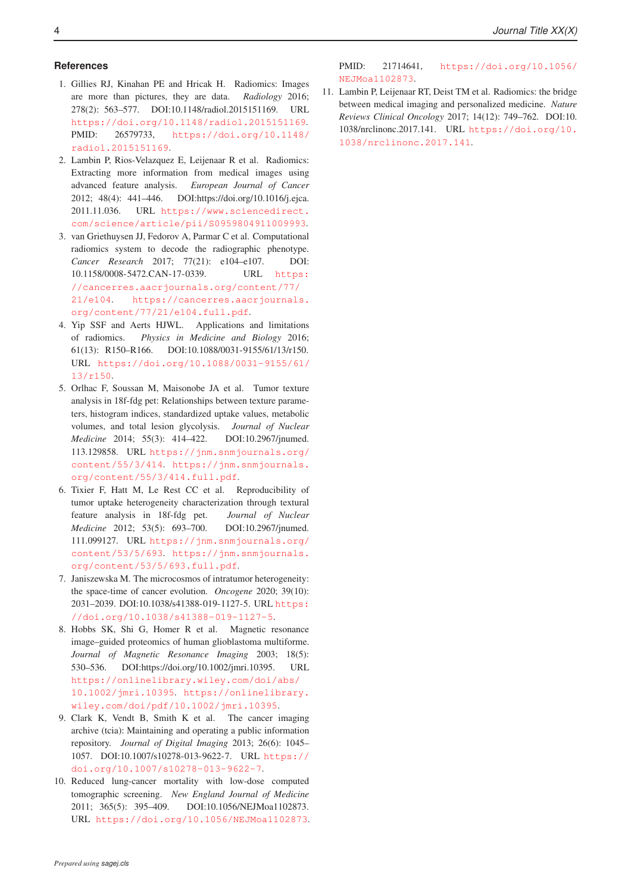## References

1. Gillies RJ, Kinahan PE and Hricak H. Radiomics: Images are more than pictures, they are data. *Radiology* 2016; 278(2): 563–577. DOI:10.1148/radiol.2015151169. URL https://doi.org/10.1148/radiol.2015151169. PMID: 26579733, https://doi.org/10.1148/radiol.2015151169.
2. Lambin P, Rios-Velazquez E, Leijenaar R et al. Radiomics: Extracting more information from medical images using advanced feature analysis. *European Journal of Cancer* 2012; 48(4): 441–446. DOI:https://doi.org/10.1016/j.ejca.2011.11.036. URL https://www.sciencedirect.com/science/article/pii/S0959804911009993.
3. van Griethuysen JJ, Fedorov A, Parmar C et al. Computational radiomics system to decode the radiographic phenotype. *Cancer Research* 2017; 77(21): e104–e107. DOI: 10.1158/0008-5472.CAN-17-0339. URL https://cancerres.aacrjournals.org/content/77/21/e104. https://cancerres.aacrjournals.org/content/77/21/e104.full.pdf.
4. Yip SSF and Aerts HJWL. Applications and limitations of radiomics. *Physics in Medicine and Biology* 2016; 61(13): R150–R166. DOI:10.1088/0031-9155/61/13/r150. URL https://doi.org/10.1088/0031-9155/61/13/r150.
5. Orlhac F, Soussan M, Maisonobe JA et al. Tumor texture analysis in 18f-fdg pet: Relationships between texture parameters, histogram indices, standardized uptake values, metabolic volumes, and total lesion glycolysis. *Journal of Nuclear Medicine* 2014; 55(3): 414–422. DOI:10.2967/jnumed.113.129858. URL https://jnm.snmjournals.org/content/55/3/414. https://jnm.snmjournals.org/content/55/3/414.full.pdf.
6. Tixier F, Hatt M, Le Rest CC et al. Reproducibility of tumor uptake heterogeneity characterization through textural feature analysis in 18f-fdg pet. *Journal of Nuclear Medicine* 2012; 53(5): 693–700. DOI:10.2967/jnumed.111.099127. URL https://jnm.snmjournals.org/content/53/5/693. https://jnm.snmjournals.org/content/53/5/693.full.pdf.
7. Janiszewska M. The microcosmos of intratumor heterogeneity: the space-time of cancer evolution. *Oncogene* 2020; 39(10): 2031–2039. DOI:10.1038/s41388-019-1127-5. URL https://doi.org/10.1038/s41388-019-1127-5.
8. Hobbs SK, Shi G, Homer R et al. Magnetic resonance image–guided proteomics of human glioblastoma multiforme. *Journal of Magnetic Resonance Imaging* 2003; 18(5): 530–536. DOI:https://doi.org/10.1002/jmri.10395. URL https://onlinelibrary.wiley.com/doi/abs/10.1002/jmri.10395. https://onlinelibrary.wiley.com/doi/pdf/10.1002/jmri.10395.
9. Clark K, Vendt B, Smith K et al. The cancer imaging archive (tcia): Maintaining and operating a public information repository. *Journal of Digital Imaging* 2013; 26(6): 1045–1057. DOI:10.1007/s10278-013-9622-7. URL https://doi.org/10.1007/s10278-013-9622-7.
10. Reduced lung-cancer mortality with low-dose computed tomographic screening. *New England Journal of Medicine* 2011; 365(5): 395–409. DOI:10.1056/NEJMoa1102873. URL https://doi.org/10.1056/NEJMoa1102873. PMID: 21714641, https://doi.org/10.1056/NEJMoa1102873.
11. Lambin P, Leijenaar RT, Deist TM et al. Radiomics: the bridge between medical imaging and personalized medicine. *Nature Reviews Clinical Oncology* 2017; 14(12): 749–762. DOI:10.1038/nrclinonc.2017.141. URL https://doi.org/10.1038/nrclinonc.2017.141.